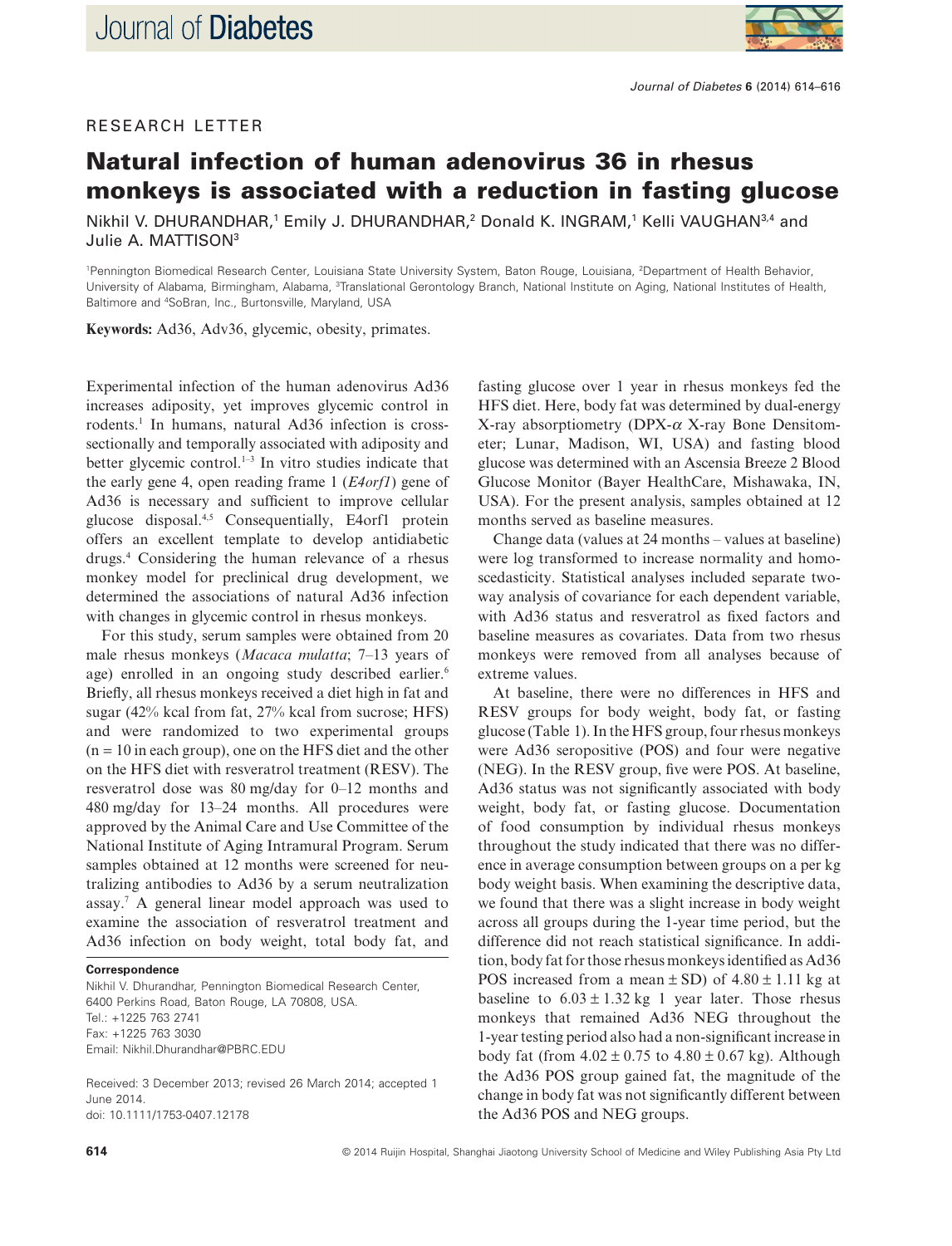RESEARCH LETTER

# Natural infection of human adenovirus 36 in rhesus monkeys is associated with a reduction in fasting glucose

Nikhil V. DHURANDHAR,[1] Emily J. DHURANDHAR,[2] Donald K. INGRAM,[1] Kelli VAUGHAN[3,4] and Julie A. MATTISON[3]

[1]Pennington Biomedical Research Center, Louisiana State University System, Baton Rouge, Louisiana, [2]Department of Health Behavior, University of Alabama, Birmingham, Alabama, [3]Translational Gerontology Branch, National Institute on Aging, National Institutes of Health, Baltimore and [4]SoBran, Inc., Burtonsville, Maryland, USA

**Keywords:** Ad36, Adv36, glycemic, obesity, primates.

Experimental infection of the human adenovirus Ad36 increases adiposity, yet improves glycemic control in rodents.[1] In humans, natural Ad36 infection is cross-sectionally and temporally associated with adiposity and better glycemic control.[1–3] In vitro studies indicate that the early gene 4, open reading frame 1 (*E4orf1*) gene of Ad36 is necessary and sufficient to improve cellular glucose disposal.[4,5] Consequentially, E4orf1 protein offers an excellent template to develop antidiabetic drugs.[4] Considering the human relevance of a rhesus monkey model for preclinical drug development, we determined the associations of natural Ad36 infection with changes in glycemic control in rhesus monkeys.

For this study, serum samples were obtained from 20 male rhesus monkeys (*Macaca mulatta*; 7–13 years of age) enrolled in an ongoing study described earlier.[6] Briefly, all rhesus monkeys received a diet high in fat and sugar (42% kcal from fat, 27% kcal from sucrose; HFS) and were randomized to two experimental groups ($n = 10$ in each group), one on the HFS diet and the other on the HFS diet with resveratrol treatment (RESV). The resveratrol dose was 80 mg/day for 0–12 months and 480 mg/day for 13–24 months. All procedures were approved by the Animal Care and Use Committee of the National Institute of Aging Intramural Program. Serum samples obtained at 12 months were screened for neutralizing antibodies to Ad36 by a serum neutralization assay.[7] A general linear model approach was used to examine the association of resveratrol treatment and Ad36 infection on body weight, total body fat, and fasting glucose over 1 year in rhesus monkeys fed the HFS diet. Here, body fat was determined by dual-energy X-ray absorptiometry (DPX-$\alpha$ X-ray Bone Densitometer; Lunar, Madison, WI, USA) and fasting blood glucose was determined with an Ascensia Breeze 2 Blood Glucose Monitor (Bayer HealthCare, Mishawaka, IN, USA). For the present analysis, samples obtained at 12 months served as baseline measures.

Change data (values at 24 months – values at baseline) were log transformed to increase normality and homoscedasticity. Statistical analyses included separate two-way analysis of covariance for each dependent variable, with Ad36 status and resveratrol as fixed factors and baseline measures as covariates. Data from two rhesus monkeys were removed from all analyses because of extreme values.

At baseline, there were no differences in HFS and RESV groups for body weight, body fat, or fasting glucose (Table 1). In the HFS group, four rhesus monkeys were Ad36 seropositive (POS) and four were negative (NEG). In the RESV group, five were POS. At baseline, Ad36 status was not significantly associated with body weight, body fat, or fasting glucose. Documentation of food consumption by individual rhesus monkeys throughout the study indicated that there was no difference in average consumption between groups on a per kg body weight basis. When examining the descriptive data, we found that there was a slight increase in body weight across all groups during the 1-year time period, but the difference did not reach statistical significance. In addition, body fat for those rhesus monkeys identified as Ad36 POS increased from a mean ± SD) of 4.80 ± 1.11 kg at baseline to 6.03 ± 1.32 kg 1 year later. Those rhesus monkeys that remained Ad36 NEG throughout the 1-year testing period also had a non-significant increase in body fat (from 4.02 ± 0.75 to 4.80 ± 0.67 kg). Although the Ad36 POS group gained fat, the magnitude of the change in body fat was not significantly different between the Ad36 POS and NEG groups.

**Correspondence**
Nikhil V. Dhurandhar, Pennington Biomedical Research Center, 6400 Perkins Road, Baton Rouge, LA 70808, USA.
Tel.: +1225 763 2741
Fax: +1225 763 3030
Email: Nikhil.Dhurandhar@PBRC.EDU

Received: 3 December 2013; revised 26 March 2014; accepted 1 June 2014.
doi: 10.1111/1753-0407.12178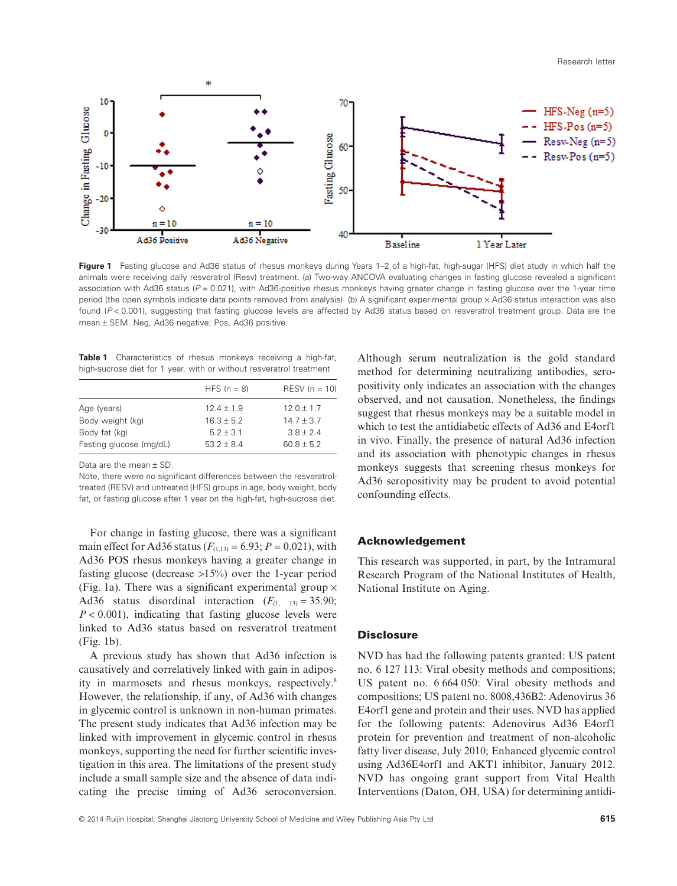**Figure 1** Fasting glucose and Ad36 status of rhesus monkeys during Years 1–2 of a high-fat, high-sugar (HFS) diet study in which half the animals were receiving daily resveratrol (Resv) treatment. (a) Two-way ANCOVA evaluating changes in fasting glucose revealed a significant association with Ad36 status ($P = 0.021$), with Ad36-positive rhesus monkeys having greater change in fasting glucose over the 1-year time period (the open symbols indicate data points removed from analysis). (b) A significant experimental group × Ad36 status interaction was also found ($P < 0.001$), suggesting that fasting glucose levels are affected by Ad36 status based on resveratrol treatment group. Data are the mean ± SEM. Neg, Ad36 negative; Pos, Ad36 positive.

**Table 1** Characteristics of rhesus monkeys receiving a high-fat, high-sucrose diet for 1 year, with or without resveratrol treatment

| | HFS (n = 8) | RESV (n = 10) |
|---|---|---|
| Age (years) | 12.4 ± 1.9 | 12.0 ± 1.7 |
| Body weight (kg) | 16.3 ± 5.2 | 14.7 ± 3.7 |
| Body fat (kg) | 5.2 ± 3.1 | 3.8 ± 2.4 |
| Fasting glucose (mg/dL) | 53.2 ± 8.4 | 60.8 ± 5.2 |

Data are the mean ± SD.
Note, there were no significant differences between the resveratrol-treated (RESV) and untreated (HFS) groups in age, body weight, body fat, or fasting glucose after 1 year on the high-fat, high-sucrose diet.

For change in fasting glucose, there was a significant main effect for Ad36 status ($F_{(1,13)} = 6.93$; $P = 0.021$), with Ad36 POS rhesus monkeys having a greater change in fasting glucose (decrease >15%) over the 1-year period (Fig. 1a). There was a significant experimental group × Ad36 status disordinal interaction ($F_{(1,\ 13)} = 35.90$; $P < 0.001$), indicating that fasting glucose levels were linked to Ad36 status based on resveratrol treatment (Fig. 1b).

A previous study has shown that Ad36 infection is causatively and correlatively linked with gain in adiposity in marmosets and rhesus monkeys, respectively.[8] However, the relationship, if any, of Ad36 with changes in glycemic control is unknown in non-human primates. The present study indicates that Ad36 infection may be linked with improvement in glycemic control in rhesus monkeys, supporting the need for further scientific investigation in this area. The limitations of the present study include a small sample size and the absence of data indicating the precise timing of Ad36 seroconversion. Although serum neutralization is the gold standard method for determining neutralizing antibodies, seropositivity only indicates an association with the changes observed, and not causation. Nonetheless, the findings suggest that rhesus monkeys may be a suitable model in which to test the antidiabetic effects of Ad36 and E4orf1 in vivo. Finally, the presence of natural Ad36 infection and its association with phenotypic changes in rhesus monkeys suggests that screening rhesus monkeys for Ad36 seropositivity may be prudent to avoid potential confounding effects.

## Acknowledgement

This research was supported, in part, by the Intramural Research Program of the National Institutes of Health, National Institute on Aging.

## Disclosure

NVD has had the following patents granted: US patent no. 6 127 113: Viral obesity methods and compositions; US patent no. 6 664 050: Viral obesity methods and compositions; US patent no. 8008,436B2: Adenovirus 36 E4orf1 gene and protein and their uses. NVD has applied for the following patents: Adenovirus Ad36 E4orf1 protein for prevention and treatment of non-alcoholic fatty liver disease, July 2010; Enhanced glycemic control using Ad36E4orf1 and AKT1 inhibitor, January 2012. NVD has ongoing grant support from Vital Health Interventions (Daton, OH, USA) for determining antidi-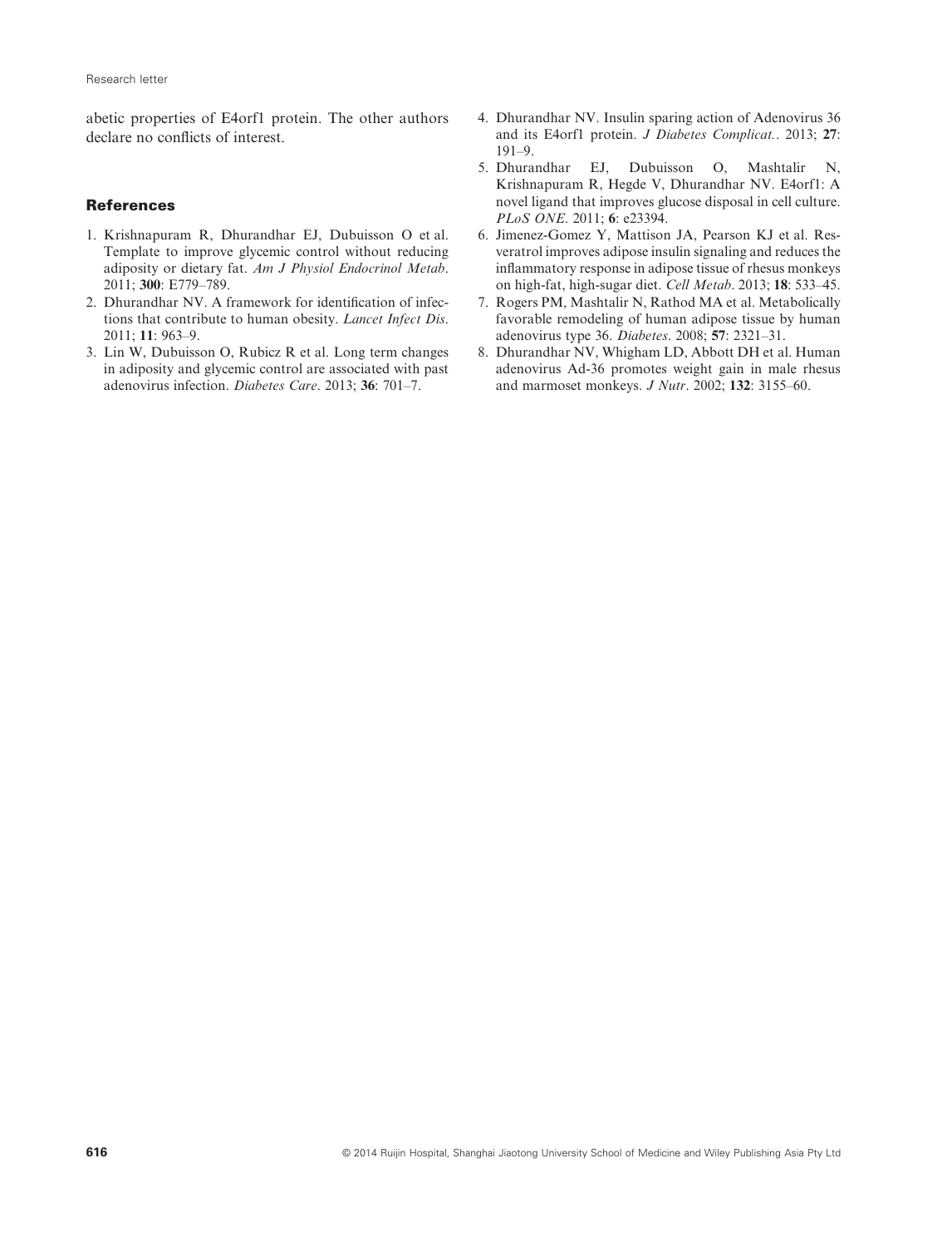abetic properties of E4orf1 protein. The other authors declare no conflicts of interest.

## References

1. Krishnapuram R, Dhurandhar EJ, Dubuisson O et al. Template to improve glycemic control without reducing adiposity or dietary fat. *Am J Physiol Endocrinol Metab*. 2011; **300**: E779–789.
2. Dhurandhar NV. A framework for identification of infections that contribute to human obesity. *Lancet Infect Dis*. 2011; **11**: 963–9.
3. Lin W, Dubuisson O, Rubicz R et al. Long term changes in adiposity and glycemic control are associated with past adenovirus infection. *Diabetes Care*. 2013; **36**: 701–7.
4. Dhurandhar NV. Insulin sparing action of Adenovirus 36 and its E4orf1 protein. *J Diabetes Complicat.*. 2013; **27**: 191–9.
5. Dhurandhar EJ, Dubuisson O, Mashtalir N, Krishnapuram R, Hegde V, Dhurandhar NV. E4orf1: A novel ligand that improves glucose disposal in cell culture. *PLoS ONE*. 2011; **6**: e23394.
6. Jimenez-Gomez Y, Mattison JA, Pearson KJ et al. Resveratrol improves adipose insulin signaling and reduces the inflammatory response in adipose tissue of rhesus monkeys on high-fat, high-sugar diet. *Cell Metab*. 2013; **18**: 533–45.
7. Rogers PM, Mashtalir N, Rathod MA et al. Metabolically favorable remodeling of human adipose tissue by human adenovirus type 36. *Diabetes*. 2008; **57**: 2321–31.
8. Dhurandhar NV, Whigham LD, Abbott DH et al. Human adenovirus Ad-36 promotes weight gain in male rhesus and marmoset monkeys. *J Nutr*. 2002; **132**: 3155–60.